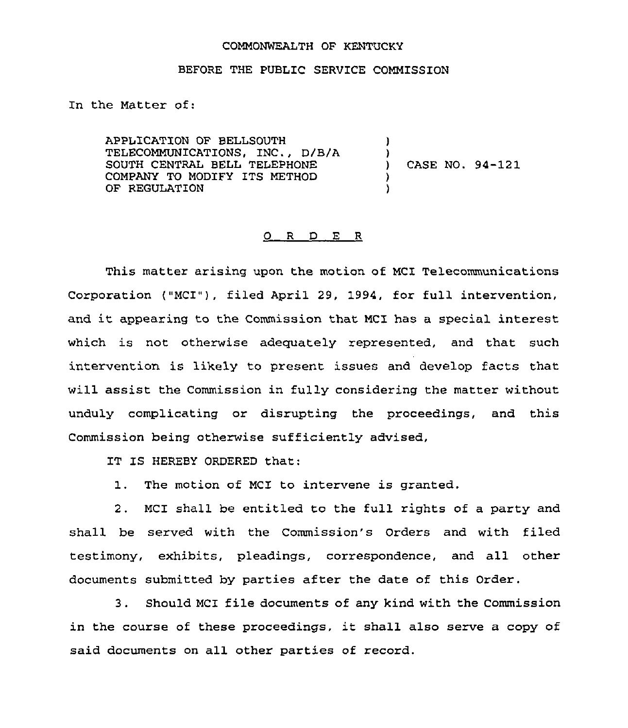COMMONWEALTH OF KENTUCKY

BEFORE THE PUBLIC SERVICE COMMISSION

In the Matter of:

| | | |
|---|---|---|
| APPLICATION OF BELLSOUTH TELECOMMUNICATIONS, INC., D/B/A SOUTH CENTRAL BELL TELEPHONE COMPANY TO MODIFY ITS METHOD OF REGULATION | ) | CASE NO. 94-121 |

O R D E R

This matter arising upon the motion of MCI Telecommunications Corporation ("MCI"), filed April 29, 1994, for full intervention, and it appearing to the Commission that MCI has a special interest which is not otherwise adequately represented, and that such intervention is likely to present issues and develop facts that will assist the Commission in fully considering the matter without unduly complicating or disrupting the proceedings, and this Commission being otherwise sufficiently advised,

IT IS HEREBY ORDERED that:

1. The motion of MCI to intervene is granted.

2. MCI shall be entitled to the full rights of a party and shall be served with the Commission's Orders and with filed testimony, exhibits, pleadings, correspondence, and all other documents submitted by parties after the date of this Order.

3. Should MCI file documents of any kind with the Commission in the course of these proceedings, it shall also serve a copy of said documents on all other parties of record.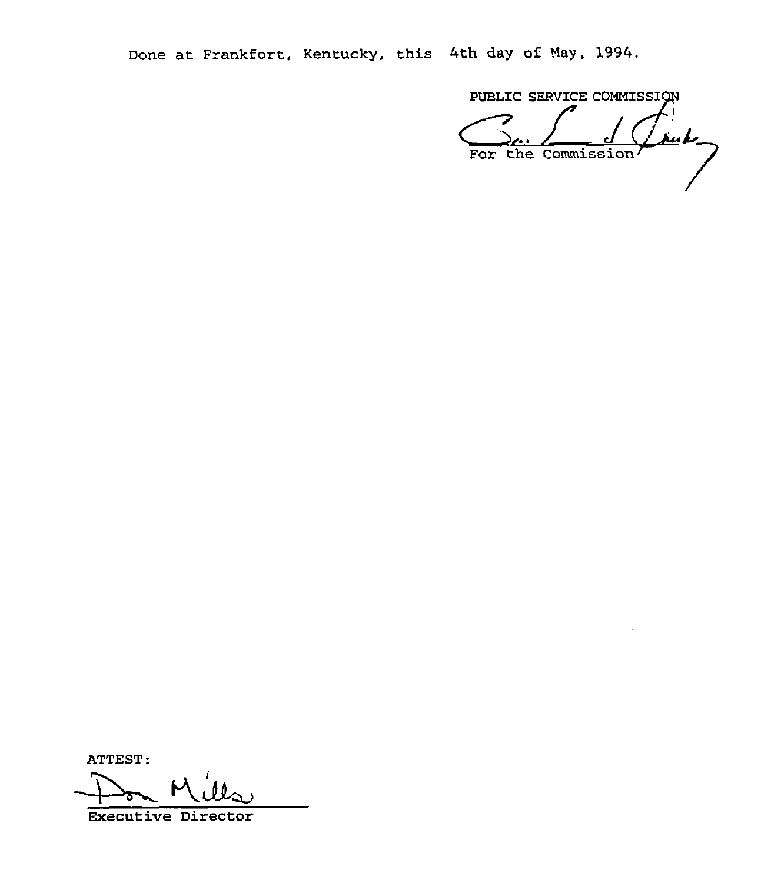Done at Frankfort, Kentucky, this 4th day of May, 1994.

PUBLIC SERVICE COMMISSION

For the Commission

ATTEST:

Executive Director